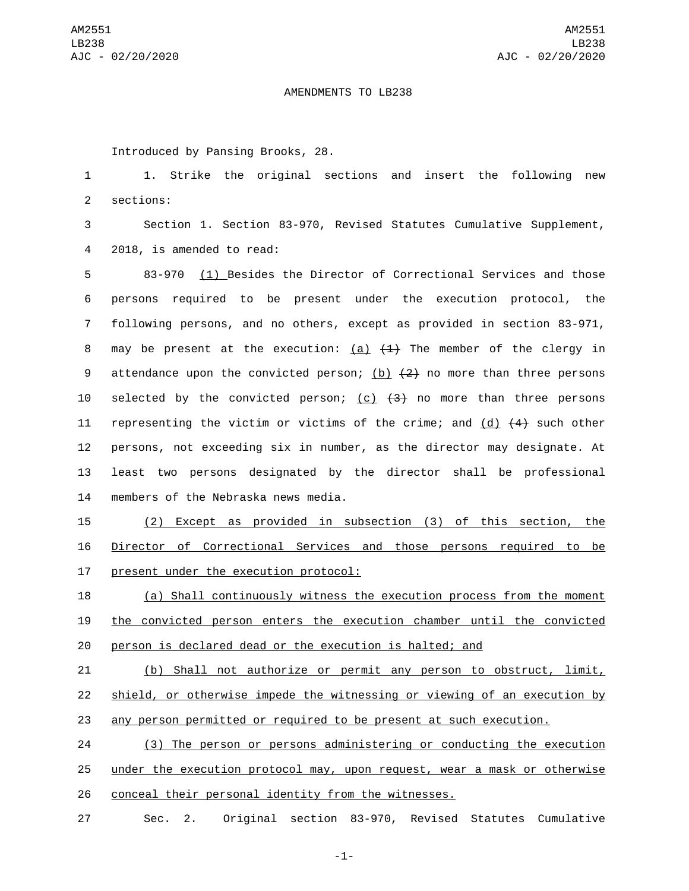# AMENDMENTS TO LB238

Introduced by Pansing Brooks, 28.

1. Strike the original sections and insert the following new sections:

Section 1. Section 83-970, Revised Statutes Cumulative Supplement, 2018, is amended to read:

83-970 (1) Besides the Director of Correctional Services and those persons required to be present under the execution protocol, the following persons, and no others, except as provided in section 83-971, may be present at the execution: (a) ~~(1)~~ The member of the clergy in attendance upon the convicted person; (b) ~~(2)~~ no more than three persons selected by the convicted person; (c) ~~(3)~~ no more than three persons representing the victim or victims of the crime; and (d) ~~(4)~~ such other persons, not exceeding six in number, as the director may designate. At least two persons designated by the director shall be professional members of the Nebraska news media.

(2) Except as provided in subsection (3) of this section, the Director of Correctional Services and those persons required to be present under the execution protocol:

(a) Shall continuously witness the execution process from the moment the convicted person enters the execution chamber until the convicted person is declared dead or the execution is halted; and

(b) Shall not authorize or permit any person to obstruct, limit, shield, or otherwise impede the witnessing or viewing of an execution by any person permitted or required to be present at such execution.

(3) The person or persons administering or conducting the execution under the execution protocol may, upon request, wear a mask or otherwise conceal their personal identity from the witnesses.

Sec. 2. Original section 83-970, Revised Statutes Cumulative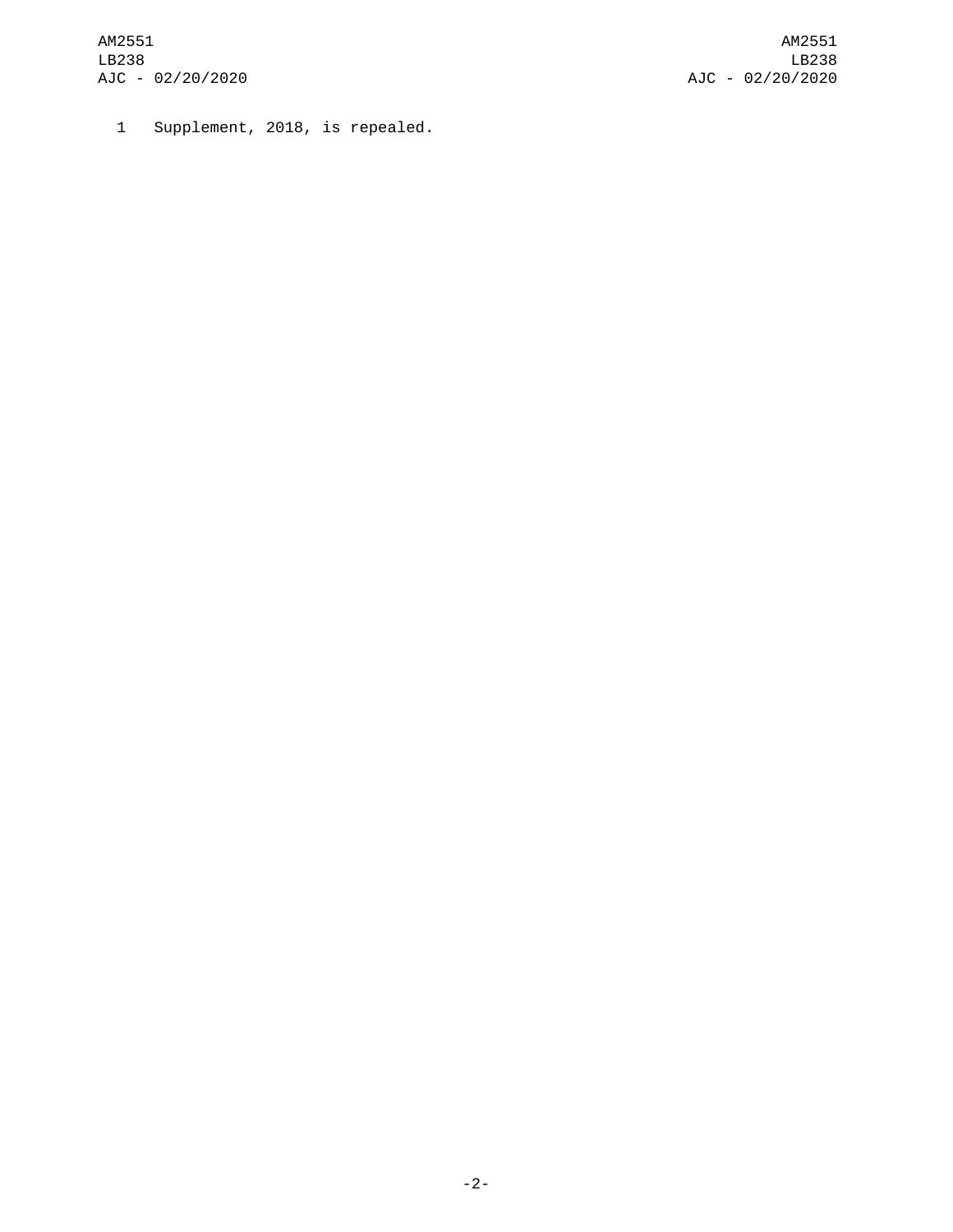Supplement, 2018, is repealed.